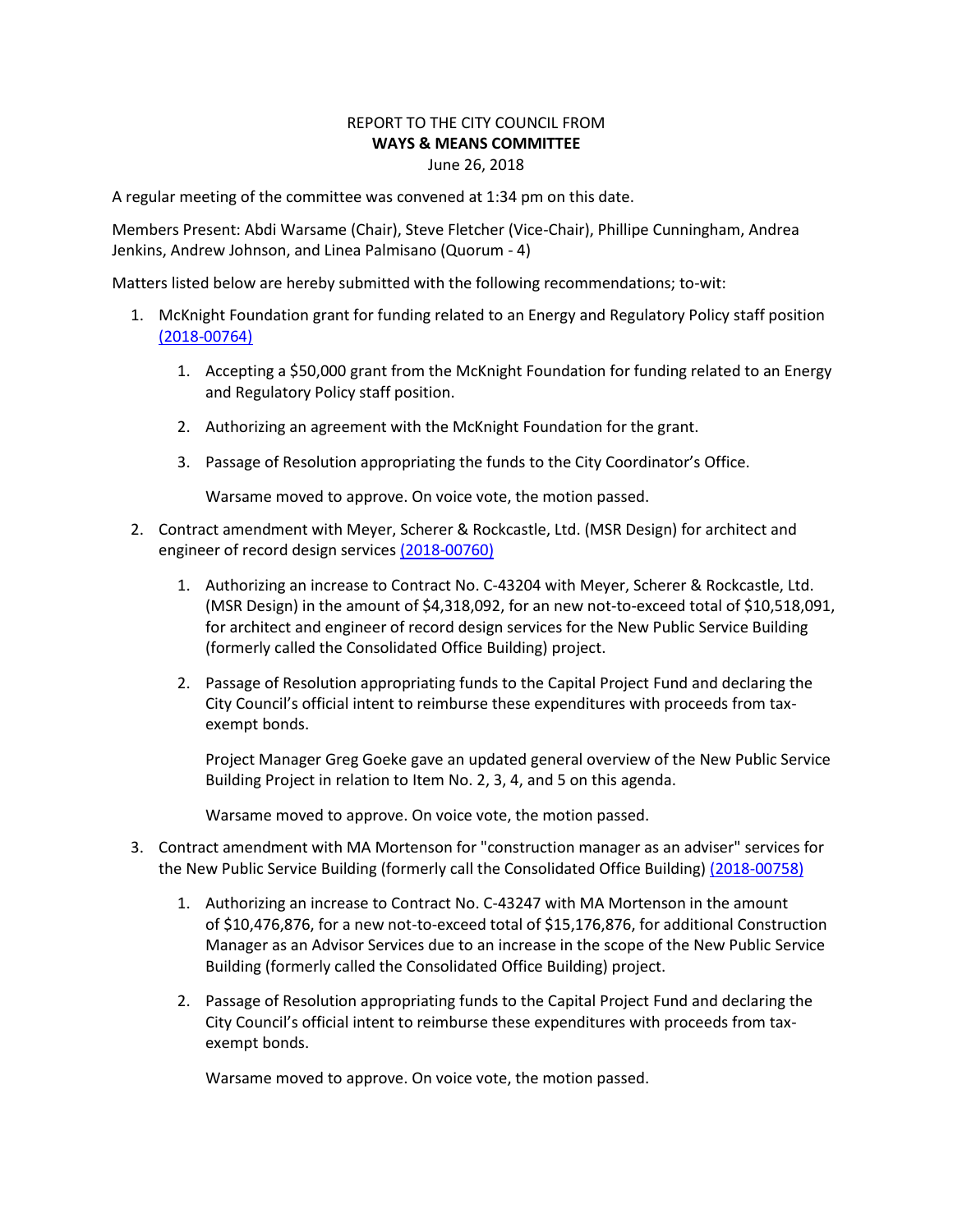REPORT TO THE CITY COUNCIL FROM
**WAYS & MEANS COMMITTEE**
June 26, 2018

A regular meeting of the committee was convened at 1:34 pm on this date.

Members Present: Abdi Warsame (Chair), Steve Fletcher (Vice-Chair), Phillipe Cunningham, Andrea Jenkins, Andrew Johnson, and Linea Palmisano (Quorum - 4)

Matters listed below are hereby submitted with the following recommendations; to-wit:

1. McKnight Foundation grant for funding related to an Energy and Regulatory Policy staff position [(2018-00764)]

   1. Accepting a $50,000 grant from the McKnight Foundation for funding related to an Energy and Regulatory Policy staff position.
   2. Authorizing an agreement with the McKnight Foundation for the grant.
   3. Passage of Resolution appropriating the funds to the City Coordinator's Office.

   Warsame moved to approve. On voice vote, the motion passed.

2. Contract amendment with Meyer, Scherer & Rockcastle, Ltd. (MSR Design) for architect and engineer of record design services [(2018-00760)]

   1. Authorizing an increase to Contract No. C-43204 with Meyer, Scherer & Rockcastle, Ltd. (MSR Design) in the amount of $4,318,092, for an new not-to-exceed total of $10,518,091, for architect and engineer of record design services for the New Public Service Building (formerly called the Consolidated Office Building) project.
   2. Passage of Resolution appropriating funds to the Capital Project Fund and declaring the City Council's official intent to reimburse these expenditures with proceeds from tax-exempt bonds.

   Project Manager Greg Goeke gave an updated general overview of the New Public Service Building Project in relation to Item No. 2, 3, 4, and 5 on this agenda.

   Warsame moved to approve. On voice vote, the motion passed.

3. Contract amendment with MA Mortenson for "construction manager as an adviser" services for the New Public Service Building (formerly call the Consolidated Office Building) [(2018-00758)]

   1. Authorizing an increase to Contract No. C-43247 with MA Mortenson in the amount of $10,476,876, for a new not-to-exceed total of $15,176,876, for additional Construction Manager as an Advisor Services due to an increase in the scope of the New Public Service Building (formerly called the Consolidated Office Building) project.
   2. Passage of Resolution appropriating funds to the Capital Project Fund and declaring the City Council's official intent to reimburse these expenditures with proceeds from tax-exempt bonds.

   Warsame moved to approve. On voice vote, the motion passed.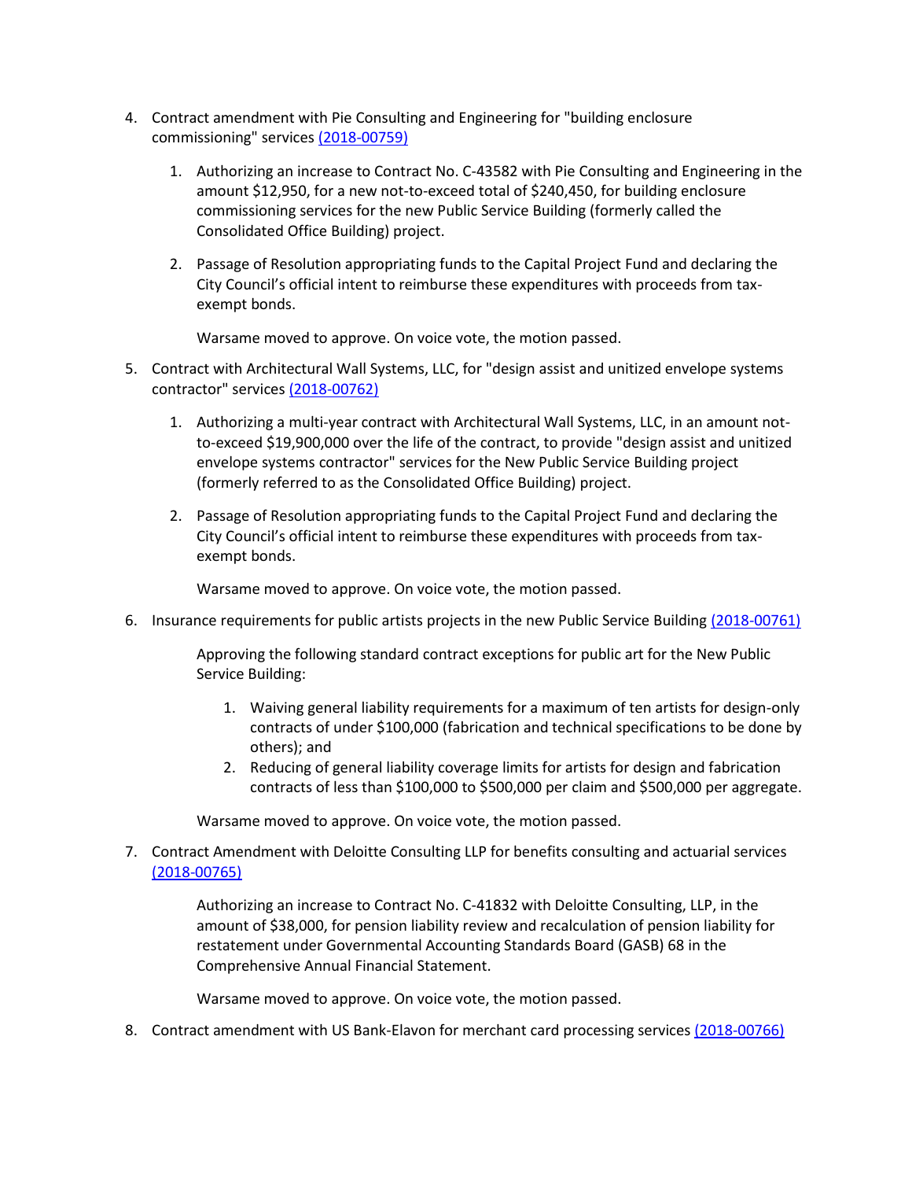4. Contract amendment with Pie Consulting and Engineering for "building enclosure commissioning" services (2018-00759)

    1. Authorizing an increase to Contract No. C-43582 with Pie Consulting and Engineering in the amount $12,950, for a new not-to-exceed total of $240,450, for building enclosure commissioning services for the new Public Service Building (formerly called the Consolidated Office Building) project.

    2. Passage of Resolution appropriating funds to the Capital Project Fund and declaring the City Council's official intent to reimburse these expenditures with proceeds from tax-exempt bonds.

    Warsame moved to approve. On voice vote, the motion passed.

5. Contract with Architectural Wall Systems, LLC, for "design assist and unitized envelope systems contractor" services (2018-00762)

    1. Authorizing a multi-year contract with Architectural Wall Systems, LLC, in an amount not-to-exceed $19,900,000 over the life of the contract, to provide "design assist and unitized envelope systems contractor" services for the New Public Service Building project (formerly referred to as the Consolidated Office Building) project.

    2. Passage of Resolution appropriating funds to the Capital Project Fund and declaring the City Council's official intent to reimburse these expenditures with proceeds from tax-exempt bonds.

    Warsame moved to approve. On voice vote, the motion passed.

6. Insurance requirements for public artists projects in the new Public Service Building (2018-00761)

    Approving the following standard contract exceptions for public art for the New Public Service Building:

    1. Waiving general liability requirements for a maximum of ten artists for design-only contracts of under $100,000 (fabrication and technical specifications to be done by others); and
    2. Reducing of general liability coverage limits for artists for design and fabrication contracts of less than $100,000 to $500,000 per claim and $500,000 per aggregate.

    Warsame moved to approve. On voice vote, the motion passed.

7. Contract Amendment with Deloitte Consulting LLP for benefits consulting and actuarial services (2018-00765)

    Authorizing an increase to Contract No. C-41832 with Deloitte Consulting, LLP, in the amount of $38,000, for pension liability review and recalculation of pension liability for restatement under Governmental Accounting Standards Board (GASB) 68 in the Comprehensive Annual Financial Statement.

    Warsame moved to approve. On voice vote, the motion passed.

8. Contract amendment with US Bank-Elavon for merchant card processing services (2018-00766)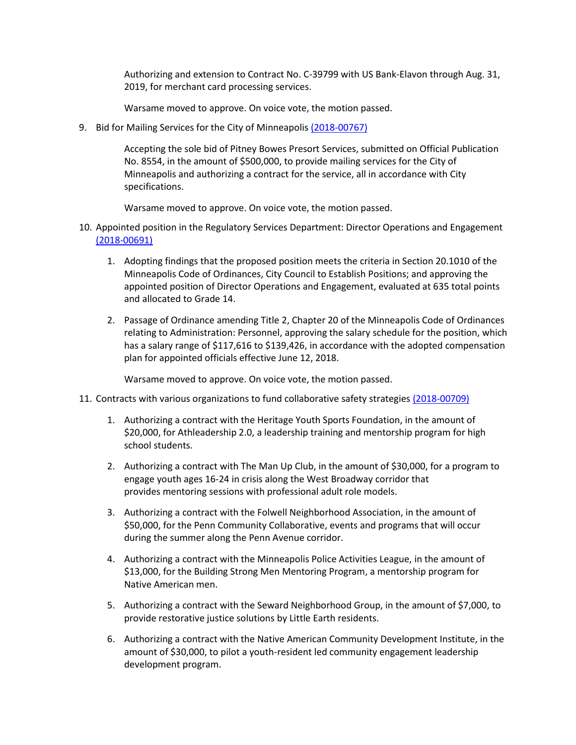Authorizing and extension to Contract No. C-39799 with US Bank-Elavon through Aug. 31, 2019, for merchant card processing services.

Warsame moved to approve. On voice vote, the motion passed.

9. Bid for Mailing Services for the City of Minneapolis (2018-00767)

   Accepting the sole bid of Pitney Bowes Presort Services, submitted on Official Publication No. 8554, in the amount of $500,000, to provide mailing services for the City of Minneapolis and authorizing a contract for the service, all in accordance with City specifications.

   Warsame moved to approve. On voice vote, the motion passed.

10. Appointed position in the Regulatory Services Department: Director Operations and Engagement (2018-00691)

    1. Adopting findings that the proposed position meets the criteria in Section 20.1010 of the Minneapolis Code of Ordinances, City Council to Establish Positions; and approving the appointed position of Director Operations and Engagement, evaluated at 635 total points and allocated to Grade 14.

    2. Passage of Ordinance amending Title 2, Chapter 20 of the Minneapolis Code of Ordinances relating to Administration: Personnel, approving the salary schedule for the position, which has a salary range of $117,616 to $139,426, in accordance with the adopted compensation plan for appointed officials effective June 12, 2018.

    Warsame moved to approve. On voice vote, the motion passed.

11. Contracts with various organizations to fund collaborative safety strategies (2018-00709)

    1. Authorizing a contract with the Heritage Youth Sports Foundation, in the amount of $20,000, for Athleadership 2.0, a leadership training and mentorship program for high school students.

    2. Authorizing a contract with The Man Up Club, in the amount of $30,000, for a program to engage youth ages 16-24 in crisis along the West Broadway corridor that provides mentoring sessions with professional adult role models.

    3. Authorizing a contract with the Folwell Neighborhood Association, in the amount of $50,000, for the Penn Community Collaborative, events and programs that will occur during the summer along the Penn Avenue corridor.

    4. Authorizing a contract with the Minneapolis Police Activities League, in the amount of $13,000, for the Building Strong Men Mentoring Program, a mentorship program for Native American men.

    5. Authorizing a contract with the Seward Neighborhood Group, in the amount of $7,000, to provide restorative justice solutions by Little Earth residents.

    6. Authorizing a contract with the Native American Community Development Institute, in the amount of $30,000, to pilot a youth-resident led community engagement leadership development program.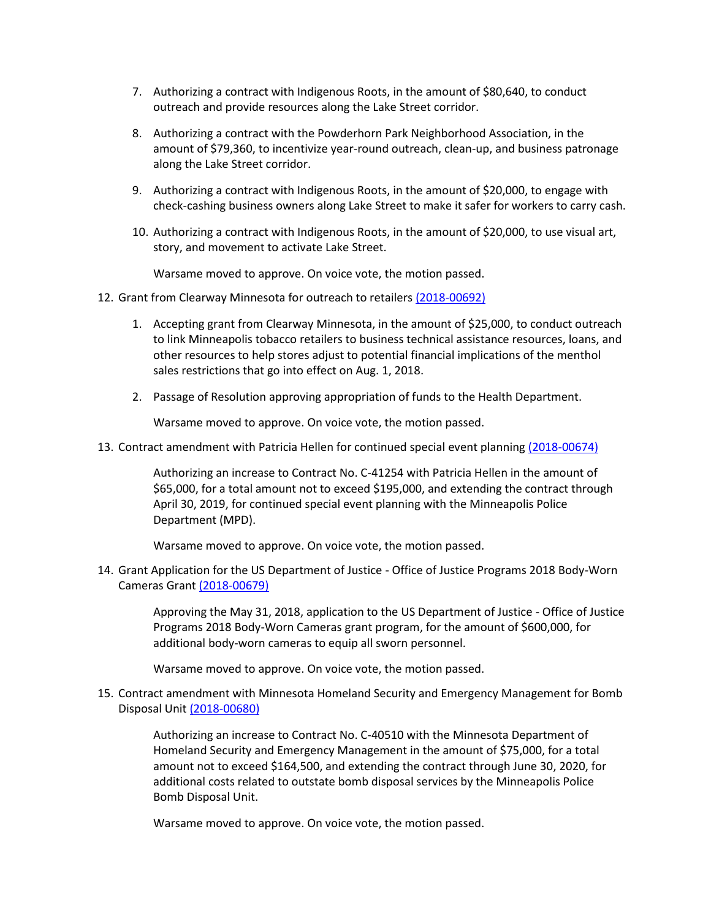7. Authorizing a contract with Indigenous Roots, in the amount of $80,640, to conduct outreach and provide resources along the Lake Street corridor.

8. Authorizing a contract with the Powderhorn Park Neighborhood Association, in the amount of $79,360, to incentivize year-round outreach, clean-up, and business patronage along the Lake Street corridor.

9. Authorizing a contract with Indigenous Roots, in the amount of $20,000, to engage with check-cashing business owners along Lake Street to make it safer for workers to carry cash.

10. Authorizing a contract with Indigenous Roots, in the amount of $20,000, to use visual art, story, and movement to activate Lake Street.

    Warsame moved to approve. On voice vote, the motion passed.

12. Grant from Clearway Minnesota for outreach to retailers (2018-00692)

    1. Accepting grant from Clearway Minnesota, in the amount of $25,000, to conduct outreach to link Minneapolis tobacco retailers to business technical assistance resources, loans, and other resources to help stores adjust to potential financial implications of the menthol sales restrictions that go into effect on Aug. 1, 2018.

    2. Passage of Resolution approving appropriation of funds to the Health Department.

    Warsame moved to approve. On voice vote, the motion passed.

13. Contract amendment with Patricia Hellen for continued special event planning (2018-00674)

    Authorizing an increase to Contract No. C-41254 with Patricia Hellen in the amount of $65,000, for a total amount not to exceed $195,000, and extending the contract through April 30, 2019, for continued special event planning with the Minneapolis Police Department (MPD).

    Warsame moved to approve. On voice vote, the motion passed.

14. Grant Application for the US Department of Justice - Office of Justice Programs 2018 Body-Worn Cameras Grant (2018-00679)

    Approving the May 31, 2018, application to the US Department of Justice - Office of Justice Programs 2018 Body-Worn Cameras grant program, for the amount of $600,000, for additional body-worn cameras to equip all sworn personnel.

    Warsame moved to approve. On voice vote, the motion passed.

15. Contract amendment with Minnesota Homeland Security and Emergency Management for Bomb Disposal Unit (2018-00680)

    Authorizing an increase to Contract No. C-40510 with the Minnesota Department of Homeland Security and Emergency Management in the amount of $75,000, for a total amount not to exceed $164,500, and extending the contract through June 30, 2020, for additional costs related to outstate bomb disposal services by the Minneapolis Police Bomb Disposal Unit.

    Warsame moved to approve. On voice vote, the motion passed.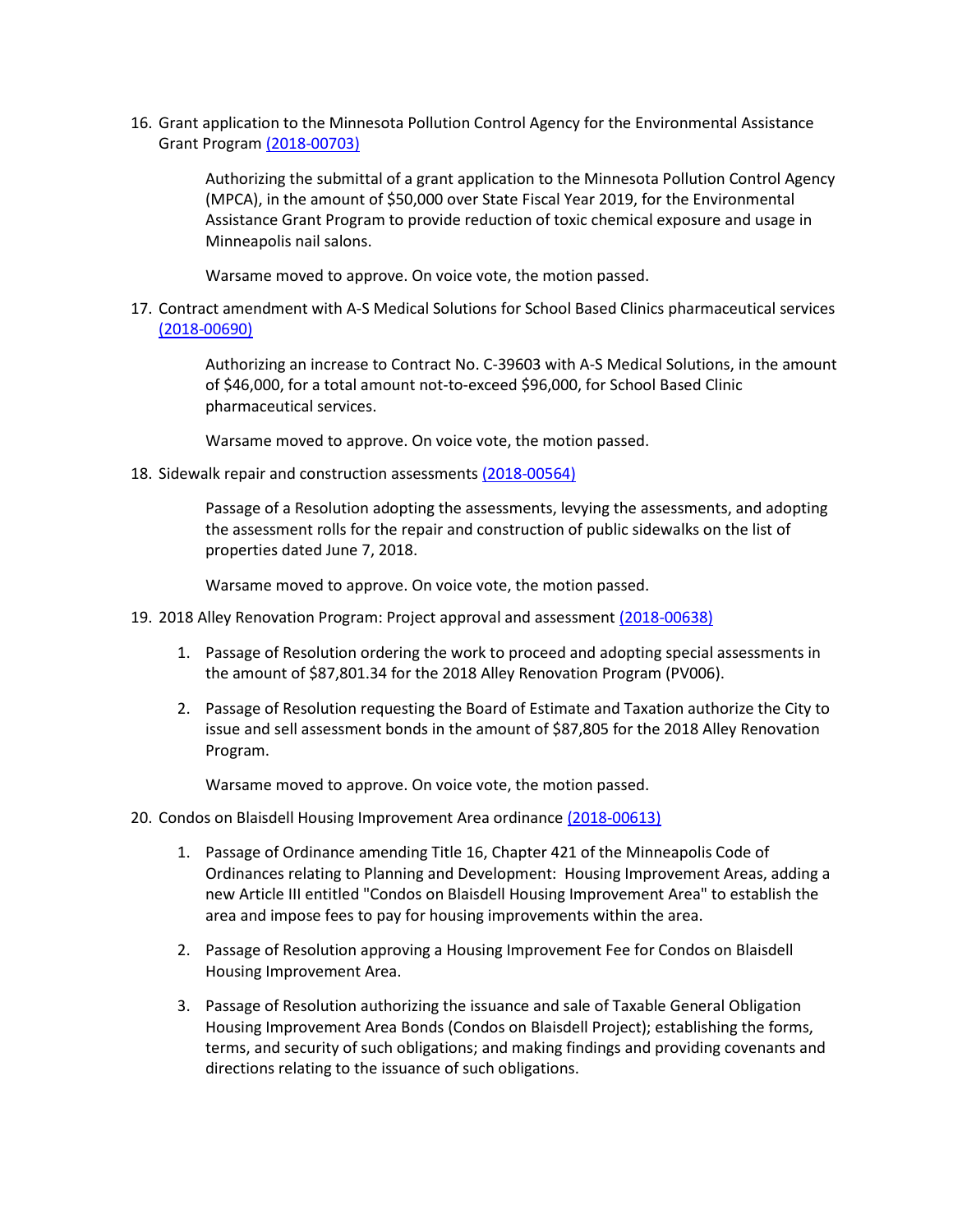16. Grant application to the Minnesota Pollution Control Agency for the Environmental Assistance Grant Program (2018-00703)

    Authorizing the submittal of a grant application to the Minnesota Pollution Control Agency (MPCA), in the amount of $50,000 over State Fiscal Year 2019, for the Environmental Assistance Grant Program to provide reduction of toxic chemical exposure and usage in Minneapolis nail salons.

    Warsame moved to approve. On voice vote, the motion passed.

17. Contract amendment with A-S Medical Solutions for School Based Clinics pharmaceutical services (2018-00690)

    Authorizing an increase to Contract No. C-39603 with A-S Medical Solutions, in the amount of $46,000, for a total amount not-to-exceed $96,000, for School Based Clinic pharmaceutical services.

    Warsame moved to approve. On voice vote, the motion passed.

18. Sidewalk repair and construction assessments (2018-00564)

    Passage of a Resolution adopting the assessments, levying the assessments, and adopting the assessment rolls for the repair and construction of public sidewalks on the list of properties dated June 7, 2018.

    Warsame moved to approve. On voice vote, the motion passed.

19. 2018 Alley Renovation Program: Project approval and assessment (2018-00638)

    1. Passage of Resolution ordering the work to proceed and adopting special assessments in the amount of $87,801.34 for the 2018 Alley Renovation Program (PV006).

    2. Passage of Resolution requesting the Board of Estimate and Taxation authorize the City to issue and sell assessment bonds in the amount of $87,805 for the 2018 Alley Renovation Program.

    Warsame moved to approve. On voice vote, the motion passed.

20. Condos on Blaisdell Housing Improvement Area ordinance (2018-00613)

    1. Passage of Ordinance amending Title 16, Chapter 421 of the Minneapolis Code of Ordinances relating to Planning and Development: Housing Improvement Areas, adding a new Article III entitled "Condos on Blaisdell Housing Improvement Area" to establish the area and impose fees to pay for housing improvements within the area.

    2. Passage of Resolution approving a Housing Improvement Fee for Condos on Blaisdell Housing Improvement Area.

    3. Passage of Resolution authorizing the issuance and sale of Taxable General Obligation Housing Improvement Area Bonds (Condos on Blaisdell Project); establishing the forms, terms, and security of such obligations; and making findings and providing covenants and directions relating to the issuance of such obligations.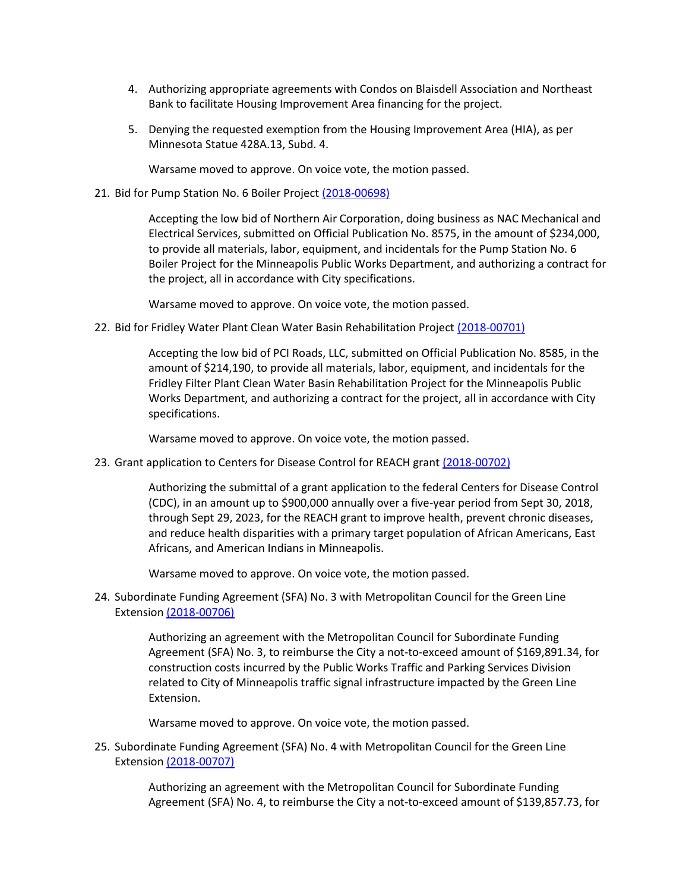4. Authorizing appropriate agreements with Condos on Blaisdell Association and Northeast Bank to facilitate Housing Improvement Area financing for the project.

5. Denying the requested exemption from the Housing Improvement Area (HIA), as per Minnesota Statue 428A.13, Subd. 4.

   Warsame moved to approve. On voice vote, the motion passed.

21. Bid for Pump Station No. 6 Boiler Project (2018-00698)

    Accepting the low bid of Northern Air Corporation, doing business as NAC Mechanical and Electrical Services, submitted on Official Publication No. 8575, in the amount of $234,000, to provide all materials, labor, equipment, and incidentals for the Pump Station No. 6 Boiler Project for the Minneapolis Public Works Department, and authorizing a contract for the project, all in accordance with City specifications.

    Warsame moved to approve. On voice vote, the motion passed.

22. Bid for Fridley Water Plant Clean Water Basin Rehabilitation Project (2018-00701)

    Accepting the low bid of PCI Roads, LLC, submitted on Official Publication No. 8585, in the amount of $214,190, to provide all materials, labor, equipment, and incidentals for the Fridley Filter Plant Clean Water Basin Rehabilitation Project for the Minneapolis Public Works Department, and authorizing a contract for the project, all in accordance with City specifications.

    Warsame moved to approve. On voice vote, the motion passed.

23. Grant application to Centers for Disease Control for REACH grant (2018-00702)

    Authorizing the submittal of a grant application to the federal Centers for Disease Control (CDC), in an amount up to $900,000 annually over a five-year period from Sept 30, 2018, through Sept 29, 2023, for the REACH grant to improve health, prevent chronic diseases, and reduce health disparities with a primary target population of African Americans, East Africans, and American Indians in Minneapolis.

    Warsame moved to approve. On voice vote, the motion passed.

24. Subordinate Funding Agreement (SFA) No. 3 with Metropolitan Council for the Green Line Extension (2018-00706)

    Authorizing an agreement with the Metropolitan Council for Subordinate Funding Agreement (SFA) No. 3, to reimburse the City a not-to-exceed amount of $169,891.34, for construction costs incurred by the Public Works Traffic and Parking Services Division related to City of Minneapolis traffic signal infrastructure impacted by the Green Line Extension.

    Warsame moved to approve. On voice vote, the motion passed.

25. Subordinate Funding Agreement (SFA) No. 4 with Metropolitan Council for the Green Line Extension (2018-00707)

    Authorizing an agreement with the Metropolitan Council for Subordinate Funding Agreement (SFA) No. 4, to reimburse the City a not-to-exceed amount of $139,857.73, for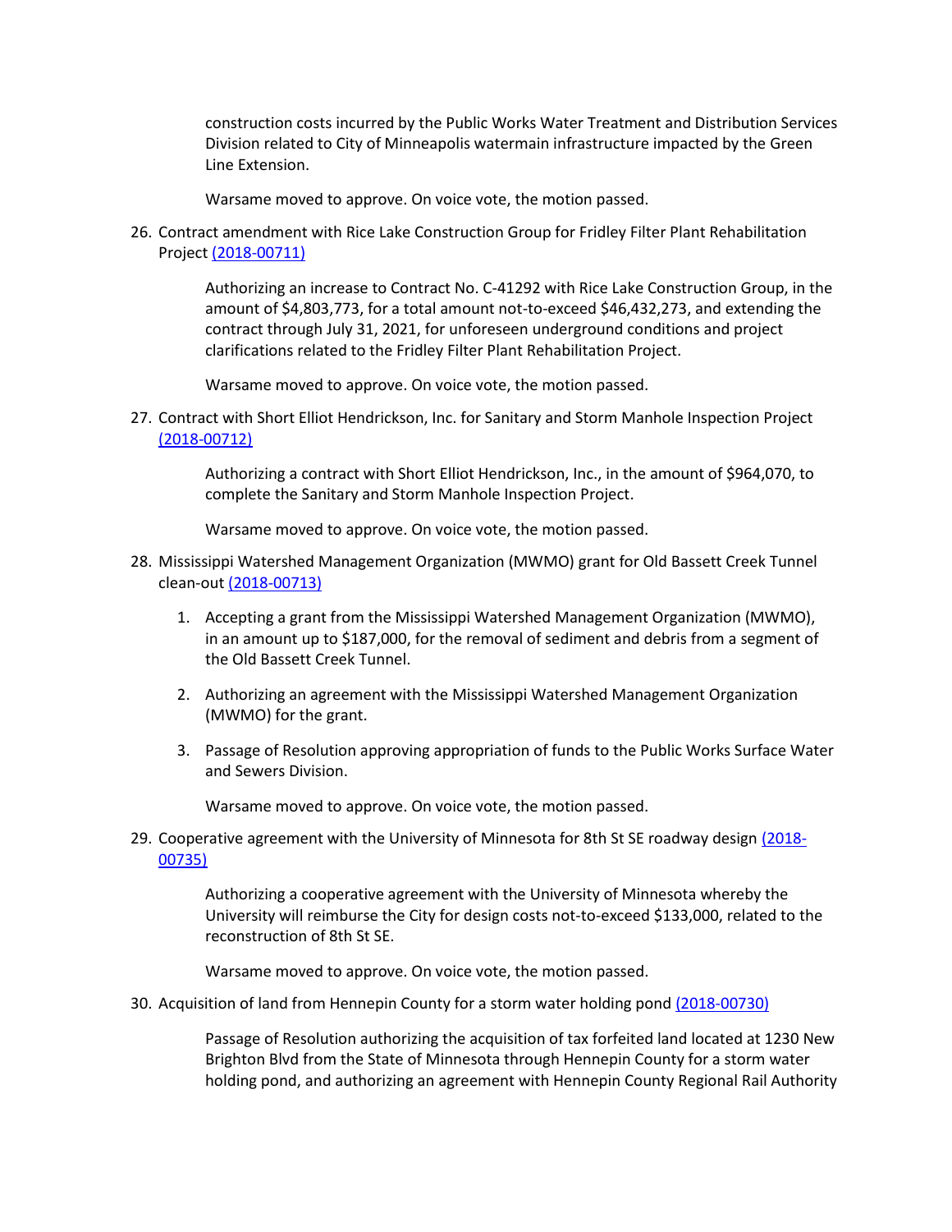construction costs incurred by the Public Works Water Treatment and Distribution Services Division related to City of Minneapolis watermain infrastructure impacted by the Green Line Extension.

Warsame moved to approve. On voice vote, the motion passed.

26. Contract amendment with Rice Lake Construction Group for Fridley Filter Plant Rehabilitation Project (2018-00711)

    Authorizing an increase to Contract No. C-41292 with Rice Lake Construction Group, in the amount of $4,803,773, for a total amount not-to-exceed $46,432,273, and extending the contract through July 31, 2021, for unforeseen underground conditions and project clarifications related to the Fridley Filter Plant Rehabilitation Project.

    Warsame moved to approve. On voice vote, the motion passed.

27. Contract with Short Elliot Hendrickson, Inc. for Sanitary and Storm Manhole Inspection Project (2018-00712)

    Authorizing a contract with Short Elliot Hendrickson, Inc., in the amount of $964,070, to complete the Sanitary and Storm Manhole Inspection Project.

    Warsame moved to approve. On voice vote, the motion passed.

28. Mississippi Watershed Management Organization (MWMO) grant for Old Bassett Creek Tunnel clean-out (2018-00713)

    1. Accepting a grant from the Mississippi Watershed Management Organization (MWMO), in an amount up to $187,000, for the removal of sediment and debris from a segment of the Old Bassett Creek Tunnel.
    2. Authorizing an agreement with the Mississippi Watershed Management Organization (MWMO) for the grant.
    3. Passage of Resolution approving appropriation of funds to the Public Works Surface Water and Sewers Division.

    Warsame moved to approve. On voice vote, the motion passed.

29. Cooperative agreement with the University of Minnesota for 8th St SE roadway design (2018-00735)

    Authorizing a cooperative agreement with the University of Minnesota whereby the University will reimburse the City for design costs not-to-exceed $133,000, related to the reconstruction of 8th St SE.

    Warsame moved to approve. On voice vote, the motion passed.

30. Acquisition of land from Hennepin County for a storm water holding pond (2018-00730)

    Passage of Resolution authorizing the acquisition of tax forfeited land located at 1230 New Brighton Blvd from the State of Minnesota through Hennepin County for a storm water holding pond, and authorizing an agreement with Hennepin County Regional Rail Authority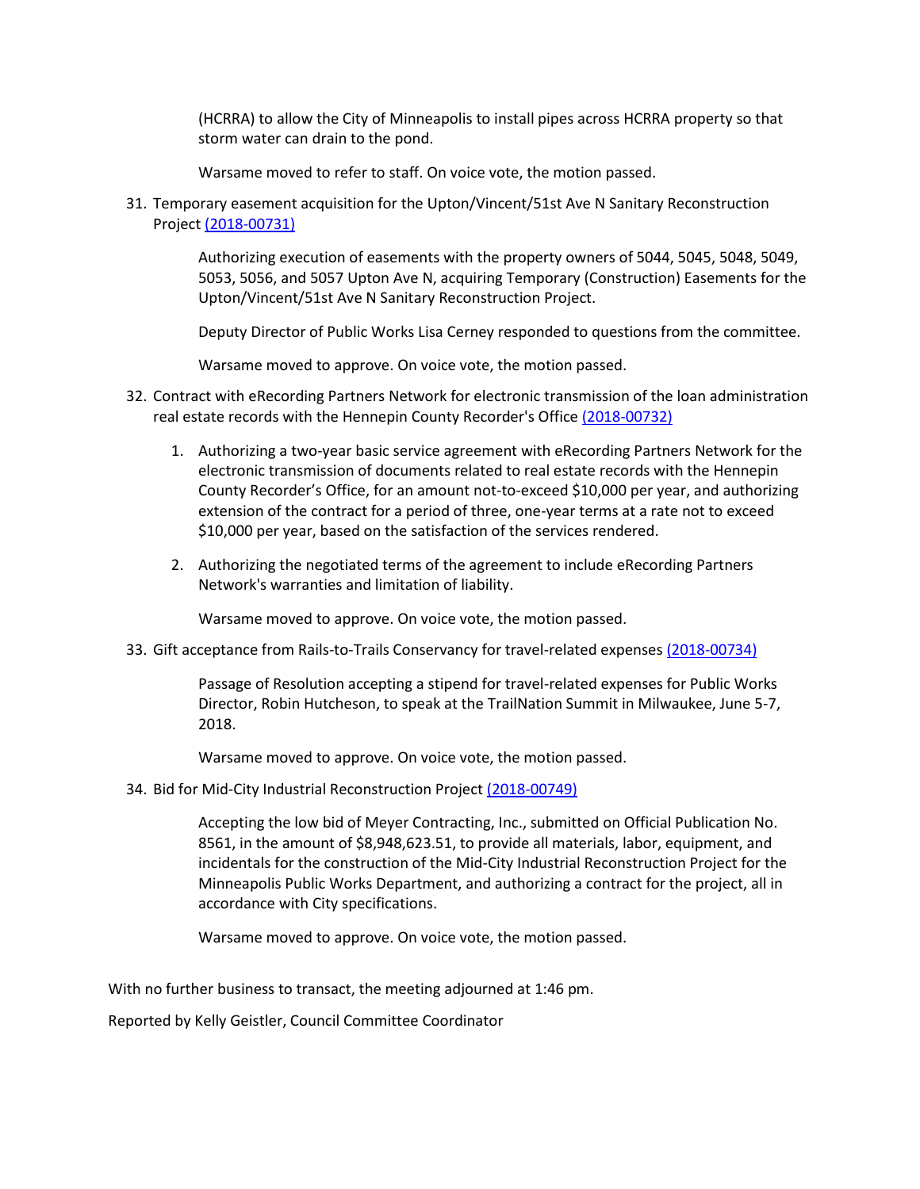(HCRRA) to allow the City of Minneapolis to install pipes across HCRRA property so that storm water can drain to the pond.

Warsame moved to refer to staff. On voice vote, the motion passed.

31. Temporary easement acquisition for the Upton/Vincent/51st Ave N Sanitary Reconstruction Project (2018-00731)

    Authorizing execution of easements with the property owners of 5044, 5045, 5048, 5049, 5053, 5056, and 5057 Upton Ave N, acquiring Temporary (Construction) Easements for the Upton/Vincent/51st Ave N Sanitary Reconstruction Project.

    Deputy Director of Public Works Lisa Cerney responded to questions from the committee.

    Warsame moved to approve. On voice vote, the motion passed.

32. Contract with eRecording Partners Network for electronic transmission of the loan administration real estate records with the Hennepin County Recorder's Office (2018-00732)

    1. Authorizing a two-year basic service agreement with eRecording Partners Network for the electronic transmission of documents related to real estate records with the Hennepin County Recorder's Office, for an amount not-to-exceed $10,000 per year, and authorizing extension of the contract for a period of three, one-year terms at a rate not to exceed $10,000 per year, based on the satisfaction of the services rendered.
    2. Authorizing the negotiated terms of the agreement to include eRecording Partners Network's warranties and limitation of liability.

    Warsame moved to approve. On voice vote, the motion passed.

33. Gift acceptance from Rails-to-Trails Conservancy for travel-related expenses (2018-00734)

    Passage of Resolution accepting a stipend for travel-related expenses for Public Works Director, Robin Hutcheson, to speak at the TrailNation Summit in Milwaukee, June 5-7, 2018.

    Warsame moved to approve. On voice vote, the motion passed.

34. Bid for Mid-City Industrial Reconstruction Project (2018-00749)

    Accepting the low bid of Meyer Contracting, Inc., submitted on Official Publication No. 8561, in the amount of $8,948,623.51, to provide all materials, labor, equipment, and incidentals for the construction of the Mid-City Industrial Reconstruction Project for the Minneapolis Public Works Department, and authorizing a contract for the project, all in accordance with City specifications.

    Warsame moved to approve. On voice vote, the motion passed.

With no further business to transact, the meeting adjourned at 1:46 pm.

Reported by Kelly Geistler, Council Committee Coordinator